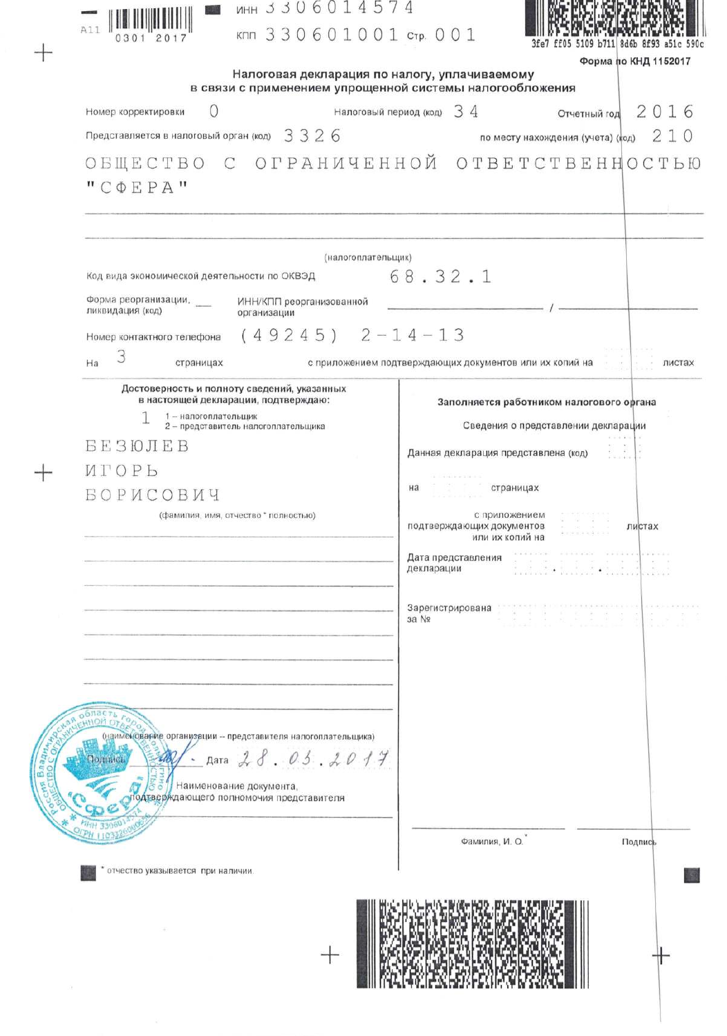ИНН 3306014574

КПП 330601001 Стр. 001

Форма по КНД 1152017

## Налоговая декларация по налогу, уплачиваемому в связи с применением упрощенной системы налогообложения

Номер корректировки 0 Налоговый период (код) 34 Отчетный год 2016

Представляется в налоговый орган (код) 3326 по месту нахождения (учета) (код) 210

ОБЩЕСТВО С ОГРАНИЧЕННОЙ ОТВЕТСТВЕННОСТЬЮ "СФЕРА"

(налогоплательщик)

Код вида экономической деятельности по ОКВЭД 68.32.1

Форма реорганизации, ликвидация (код) ___ ИНН/КПП реорганизованной организации ___ / ___

Номер контактного телефона (49245) 2-14-13

На 3 страницах с приложением подтверждающих документов или их копий на листах

**Достоверность и полноту сведений, указанных в настоящей декларации, подтверждаю:**

1 — 1 – налогоплательщик; 2 – представитель налогоплательщика

БЕЗЮЛЕВ
ИГОРЬ
БОРИСОВИЧ

(фамилия, имя, отчество * полностью)

(наименование организации – представителя налогоплательщика)

Подпись ______ Дата 28.03.2017

Наименование документа, подтверждающего полномочия представителя

**Заполняется работником налогового органа**

Сведения о представлении декларации

Данная декларация представлена (код)

на страницах

с приложением подтверждающих документов или их копий на листах

Дата представления декларации

Зарегистрирована за №

Фамилия, И. О.* Подпись

\* отчество указывается при наличии.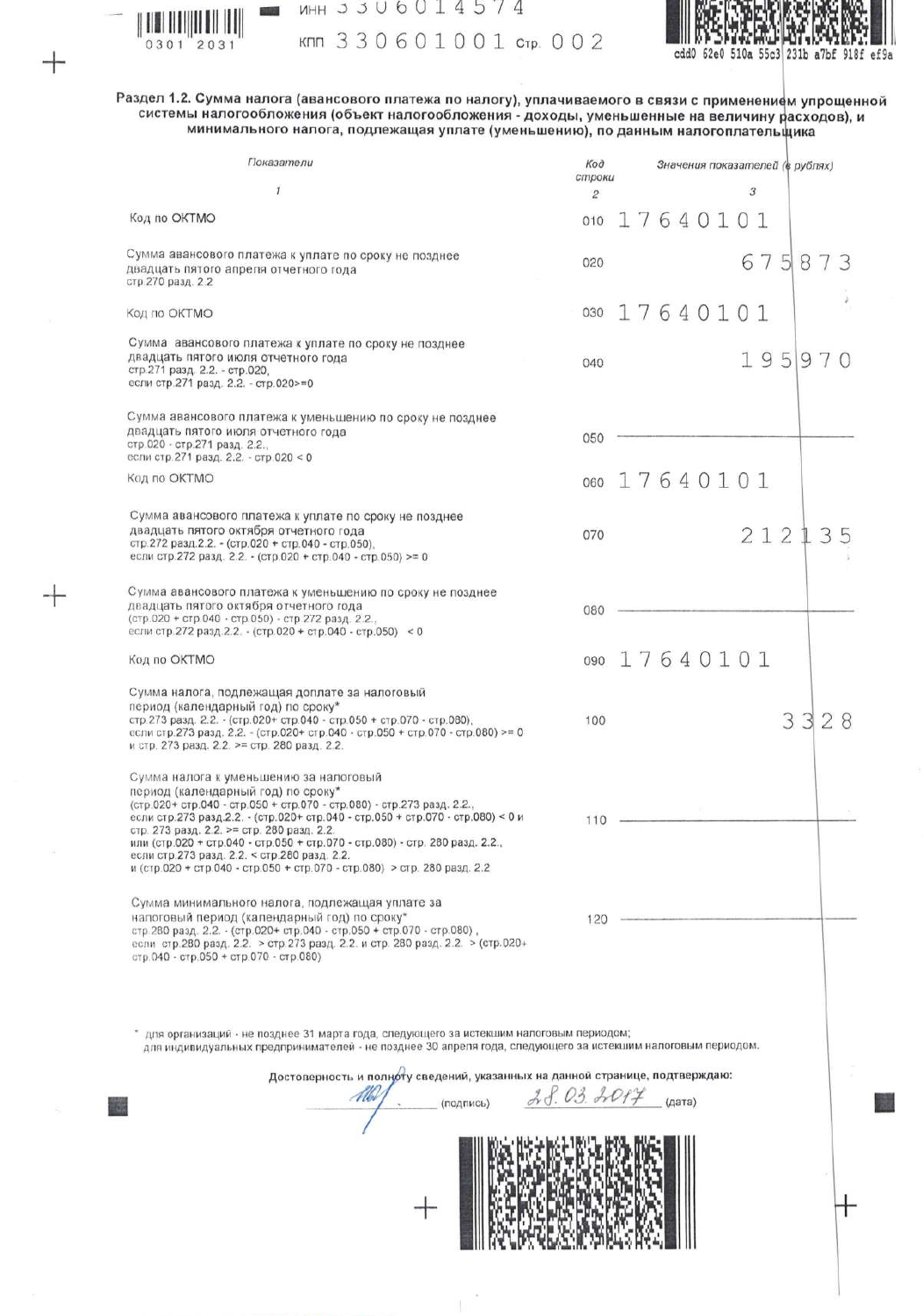ИНН 3306014574

КПП 330601001 Стр. 002

cdd0 62e0 510a 55c3 231b a7bf 918f ef9a

## Раздел 1.2. Сумма налога (авансового платежа по налогу), уплачиваемого в связи с применением упрощенной системы налогообложения (объект налогообложения - доходы, уменьшенные на величину расходов), и минимального налога, подлежащая уплате (уменьшению), по данным налогоплательщика

| Показатели | Код строки | Значения показателей (в рублях) |
|---|---|---|
| 1 | 2 | 3 |
| Код по ОКТМО | 010 | 17640101 |
| Сумма авансового платежа к уплате по сроку не позднее двадцать пятого апреля отчетного года стр.270 разд. 2.2 | 020 | 675873 |
| Код по ОКТМО | 030 | 17640101 |
| Сумма авансового платежа к уплате по сроку не позднее двадцать пятого июля отчетного года стр.271 разд. 2.2. - стр.020, если стр.271 разд. 2.2. - стр.020>=0 | 040 | 195970 |
| Сумма авансового платежа к уменьшению по сроку не позднее двадцать пятого июля отчетного года стр.020 - стр.271 разд. 2.2., если стр.271 разд. 2.2. - стр.020 < 0 | 050 | — |
| Код по ОКТМО | 060 | 17640101 |
| Сумма авансового платежа к уплате по сроку не позднее двадцать пятого октября отчетного года стр.272 разд.2.2. - (стр.020 + стр.040 - стр.050), если стр.272 разд. 2.2. - (стр.020 + стр.040 - стр.050) >= 0 | 070 | 212135 |
| Сумма авансового платежа к уменьшению по сроку не позднее двадцать пятого октября отчетного года (стр.020 + стр.040 - стр.050) - стр.272 разд. 2.2., если стр.272 разд.2.2. - (стр.020 + стр.040 - стр.050) < 0 | 080 | — |
| Код по ОКТМО | 090 | 17640101 |
| Сумма налога, подлежащая доплате за налоговый период (календарный год) по сроку* стр.273 разд. 2.2. - (стр.020+ стр.040 - стр.050 + стр.070 - стр.080), если стр.273 разд. 2.2. - (стр.020+ стр.040 - стр.050 + стр.070 - стр.080) >= 0 и стр. 273 разд. 2.2. >= стр. 280 разд. 2.2. | 100 | 3328 |
| Сумма налога к уменьшению за налоговый период (календарный год) по сроку* (стр.020+ стр.040 - стр.050 + стр.070 - стр.080) - стр.273 разд. 2.2., если стр.273 разд.2.2. - (стр.020+ стр.040 - стр.050 + стр.070 - стр.080) < 0 и стр. 273 разд. 2.2. >= стр. 280 разд. 2.2. или (стр.020 + стр.040 - стр.050 + стр.070 - стр.080) - стр. 280 разд. 2.2., если стр.273 разд. 2.2. < стр.280 разд. 2.2. и (стр.020 + стр.040 - стр.050 + стр.070 - стр.080) > стр. 280 разд. 2.2 | 110 | — |
| Сумма минимального налога, подлежащая уплате за налоговый период (календарный год) по сроку* стр.280 разд. 2.2. - (стр.020+ стр.040 - стр.050 + стр.070 - стр.080), если стр.280 разд. 2.2. > стр.273 разд. 2.2. и стр. 280 разд. 2.2. > (стр.020+ стр.040 - стр.050 + стр.070 - стр.080) | 120 | — |

\* для организаций - не позднее 31 марта года, следующего за истекшим налоговым периодом;
для индивидуальных предпринимателей - не позднее 30 апреля года, следующего за истекшим налоговым периодом.

Достоверность и полноту сведений, указанных на данной странице, подтверждаю:

_________ (подпись) 28.03.2017 (дата)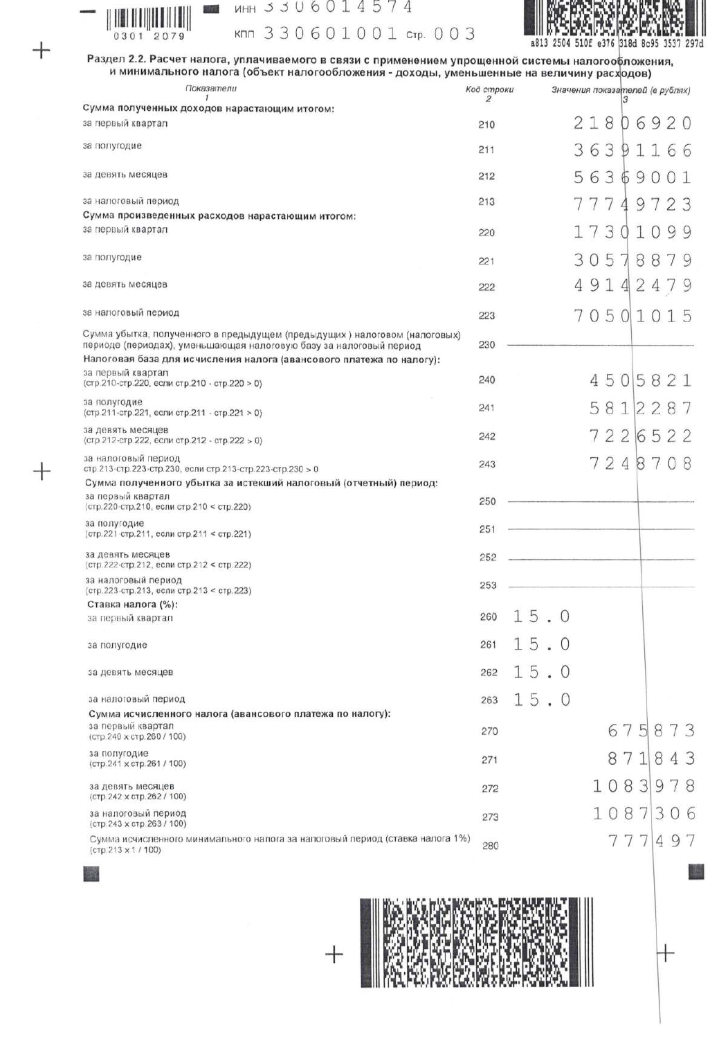ИНН 3306014574

КПП 330601001 Стр. 003

## Раздел 2.2. Расчет налога, уплачиваемого в связи с применением упрощенной системы налогообложения, и минимального налога (объект налогообложения - доходы, уменьшенные на величину расходов)

| Показатели | Код строки | Значения показателей (в рублях) |
|---|---|---|
| 1 | 2 | 3 |
| **Сумма полученных доходов нарастающим итогом:** | | |
| за первый квартал | 210 | 21806920 |
| за полугодие | 211 | 36391166 |
| за девять месяцев | 212 | 56369001 |
| за налоговый период | 213 | 77749723 |
| **Сумма произведенных расходов нарастающим итогом:** | | |
| за первый квартал | 220 | 17301099 |
| за полугодие | 221 | 30578879 |
| за девять месяцев | 222 | 49142479 |
| за налоговый период | 223 | 70501015 |
| Сумма убытка, полученного в предыдущем (предыдущих) налоговом (налоговых) периоде (периодах), уменьшающая налоговую базу за налоговый период | 230 | — |
| **Налоговая база для исчисления налога (авансового платежа по налогу):** | | |
| за первый квартал (стр.210-стр.220, если стр.210 - стр.220 > 0) | 240 | 4505821 |
| за полугодие (стр.211-стр.221, если стр.211 - стр.221 > 0) | 241 | 5812287 |
| за девять месяцев (стр.212-стр.222, если стр.212 - стр.222 > 0) | 242 | 7226522 |
| за налоговый период стр.213-стр.223-стр.230, если стр.213-стр.223-стр.230 > 0 | 243 | 7248708 |
| **Сумма полученного убытка за истекший налоговый (отчетный) период:** | | |
| за первый квартал (стр.220-стр.210, если стр.210 < стр.220) | 250 | — |
| за полугодие (стр.221-стр.211, если стр.211 < стр.221) | 251 | — |
| за девять месяцев (стр.222-стр.212, если стр.212 < стр.222) | 252 | — |
| за налоговый период (стр.223-стр.213, если стр.213 < стр.223) | 253 | — |
| **Ставка налога (%):** | | |
| за первый квартал | 260 | 15.0 |
| за полугодие | 261 | 15.0 |
| за девять месяцев | 262 | 15.0 |
| за налоговый период | 263 | 15.0 |
| **Сумма исчисленного налога (авансового платежа по налогу):** | | |
| за первый квартал (стр.240 x стр.260 / 100) | 270 | 675873 |
| за полугодие (стр.241 x стр.261 / 100) | 271 | 871843 |
| за девять месяцев (стр.242 x стр.262 / 100) | 272 | 1083978 |
| за налоговый период (стр.243 x стр.263 / 100) | 273 | 1087306 |
| Сумма исчисленного минимального налога за налоговый период (ставка налога 1%) (стр.213 x 1 / 100) | 280 | 777497 |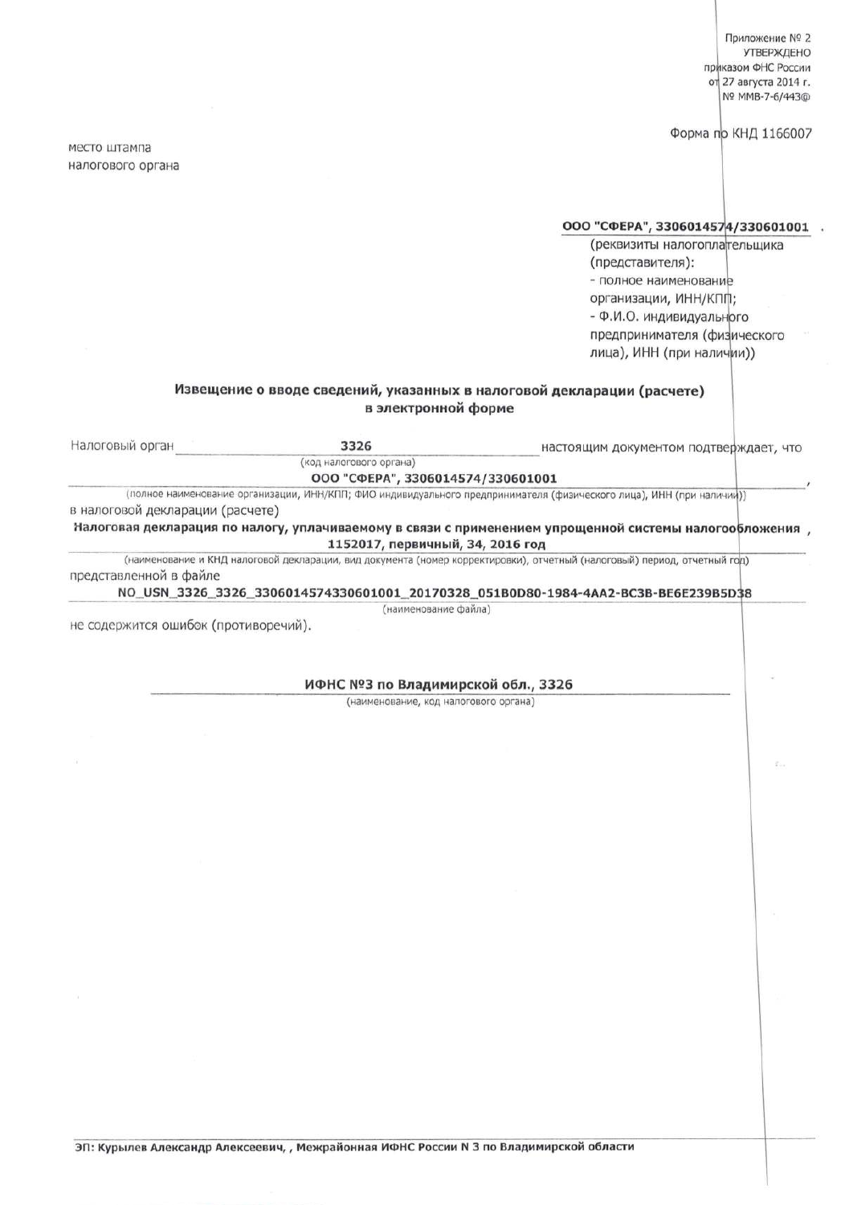Приложение № 2
УТВЕРЖДЕНО
приказом ФНС России
от 27 августа 2014 г.
№ ММВ-7-6/443@

Форма по КНД 1166007

место штампа
налогового органа

**ООО "СФЕРА", 3306014574/330601001**
(реквизиты налогоплательщика (представителя):
- полное наименование организации, ИНН/КПП;
- Ф.И.О. индивидуального предпринимателя (физического лица), ИНН (при наличии))

## Извещение о вводе сведений, указанных в налоговой декларации (расчете) в электронной форме

Налоговый орган **3326** настоящим документом подтверждает, что
(код налогового органа)

**ООО "СФЕРА", 3306014574/330601001**,
(полное наименование организации, ИНН/КПП; ФИО индивидуального предпринимателя (физического лица), ИНН (при наличии))

в налоговой декларации (расчете)

**Налоговая декларация по налогу, уплачиваемому в связи с применением упрощенной системы налогообложения, 1152017, первичный, 34, 2016 год**
(наименование и КНД налоговой декларации, вид документа (номер корректировки), отчетный (налоговый) период, отчетный год)

представленной в файле

**NO_USN_3326_3326_3306014574330601001_20170328_051B0D80-1984-4AA2-BC3B-BE6E239B5D38**
(наименование файла)

не содержится ошибок (противоречий).

**ИФНС №3 по Владимирской обл., 3326**
(наименование, код налогового органа)

**ЭП: Курылев Александр Алексеевич, , Межрайонная ИФНС России N 3 по Владимирской области**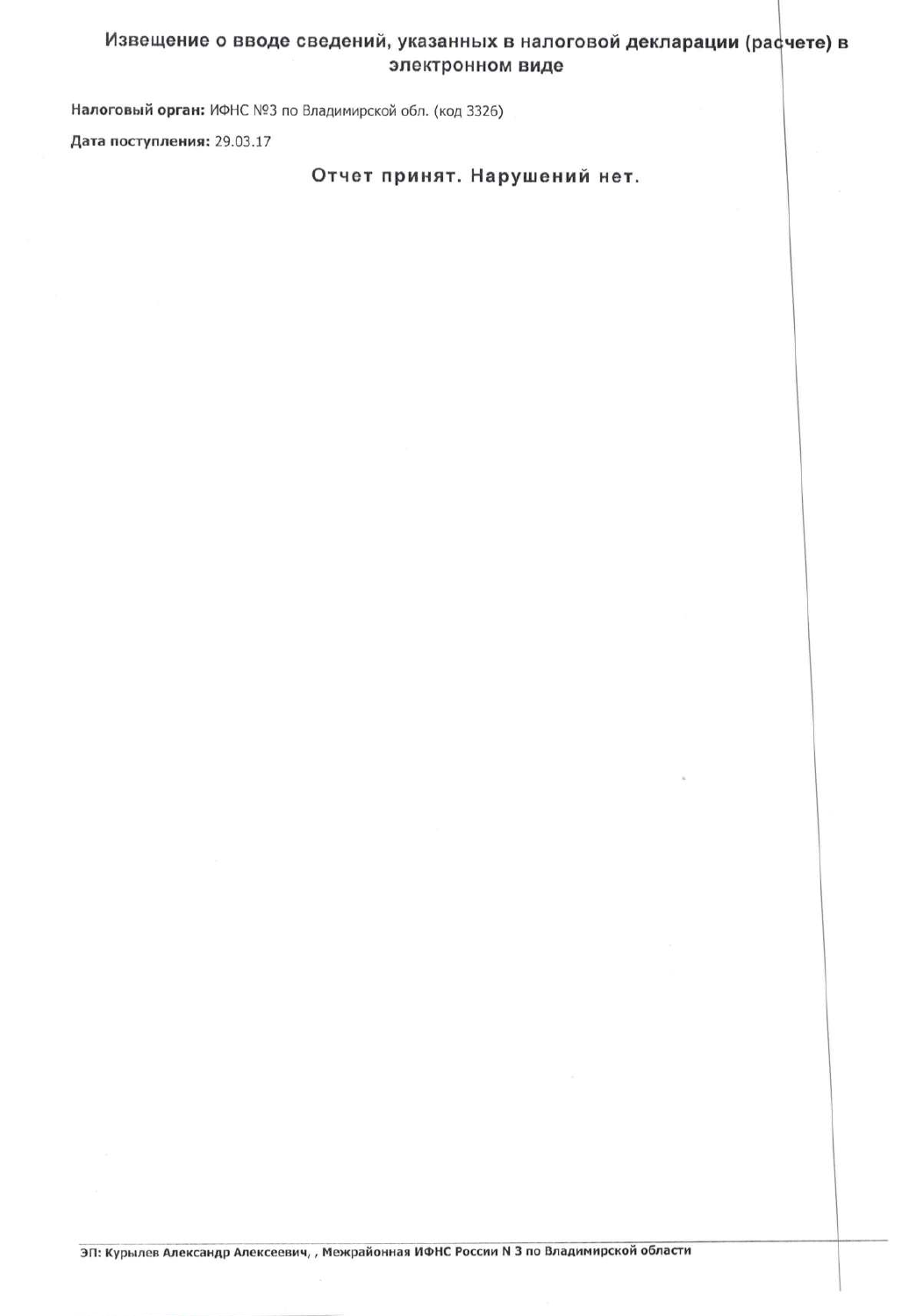# Извещение о вводе сведений, указанных в налоговой декларации (расчете) в электронном виде

**Налоговый орган:** ИФНС №3 по Владимирской обл. (код 3326)

**Дата поступления:** 29.03.17

**Отчет принят. Нарушений нет.**

**ЭП: Курылев Александр Алексеевич, , Межрайонная ИФНС России N 3 по Владимирской области**